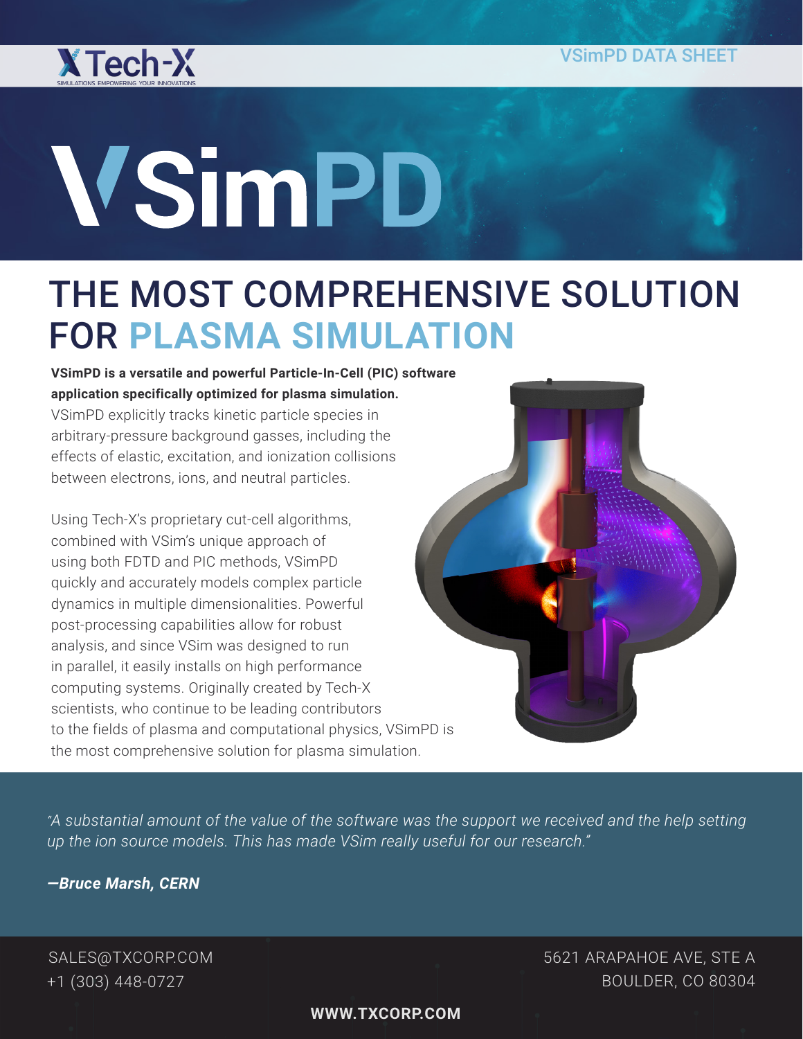VSimPD DATA SHEET

# VSimPD

## THE MOST COMPREHENSIVE SOLUTION FOR PLASMA SIMULATION

**VSimPD is a versatile and powerful Particle-In-Cell (PIC) software application specifically optimized for plasma simulation.** VSimPD explicitly tracks kinetic particle species in arbitrary-pressure background gasses, including the effects of elastic, excitation, and ionization collisions between electrons, ions, and neutral particles.

Using Tech-X's proprietary cut-cell algorithms, combined with VSim's unique approach of using both FDTD and PIC methods, VSimPD quickly and accurately models complex particle dynamics in multiple dimensionalities. Powerful post-processing capabilities allow for robust analysis, and since VSim was designed to run in parallel, it easily installs on high performance computing systems. Originally created by Tech-X scientists, who continue to be leading contributors to the fields of plasma and computational physics, VSimPD is the most comprehensive solution for plasma simulation.

*"A substantial amount of the value of the software was the support we received and the help setting up the ion source models. This has made VSim really useful for our research."*

***—Bruce Marsh, CERN***

SALES@TXCORP.COM
+1 (303) 448-0727

5621 ARAPAHOE AVE, STE A
BOULDER, CO 80304

**WWW.TXCORP.COM**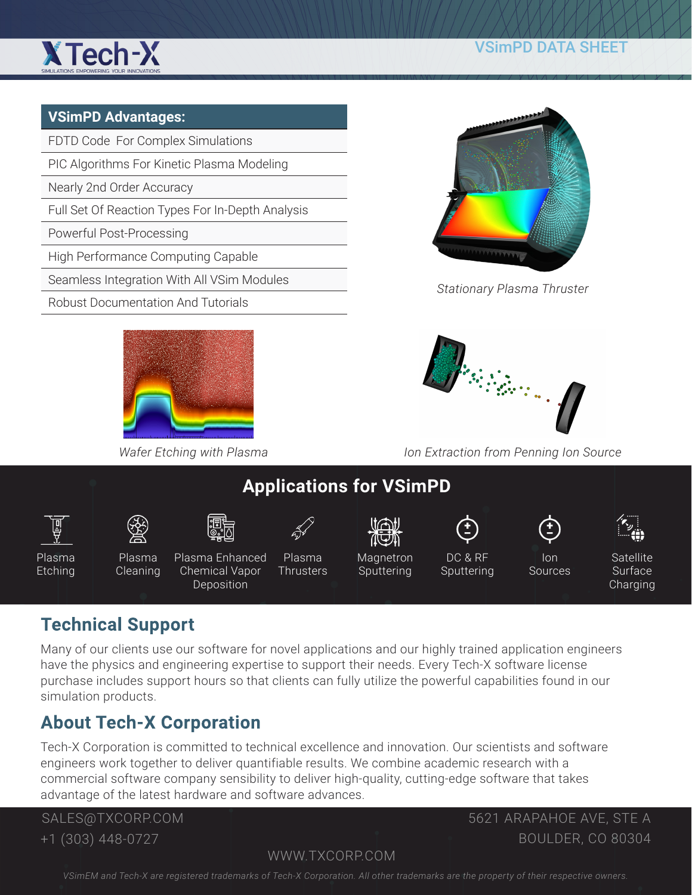## VSimPD Advantages:

| VSimPD Advantages: |
|---|
| FDTD Code For Complex Simulations |
| PIC Algorithms For Kinetic Plasma Modeling |
| Nearly 2nd Order Accuracy |
| Full Set Of Reaction Types For In-Depth Analysis |
| Powerful Post-Processing |
| High Performance Computing Capable |
| Seamless Integration With All VSim Modules |
| Robust Documentation And Tutorials |

*Stationary Plasma Thruster*

*Wafer Etching with Plasma*

*Ion Extraction from Penning Ion Source*

## Applications for VSimPD

- Plasma Etching
- Plasma Cleaning
- Plasma Enhanced Chemical Vapor Deposition
- Plasma Thrusters
- Magnetron Sputtering
- DC & RF Sputtering
- Ion Sources
- Satellite Surface Charging

## Technical Support

Many of our clients use our software for novel applications and our highly trained application engineers have the physics and engineering expertise to support their needs. Every Tech-X software license purchase includes support hours so that clients can fully utilize the powerful capabilities found in our simulation products.

## About Tech-X Corporation

Tech-X Corporation is committed to technical excellence and innovation. Our scientists and software engineers work together to deliver quantifiable results. We combine academic research with a commercial software company sensibility to deliver high-quality, cutting-edge software that takes advantage of the latest hardware and software advances.

SALES@TXCORP.COM
+1 (303) 448-0727

5621 ARAPAHOE AVE, STE A
BOULDER, CO 80304

WWW.TXCORP.COM

*VSimEM and Tech-X are registered trademarks of Tech-X Corporation. All other trademarks are the property of their respective owners.*